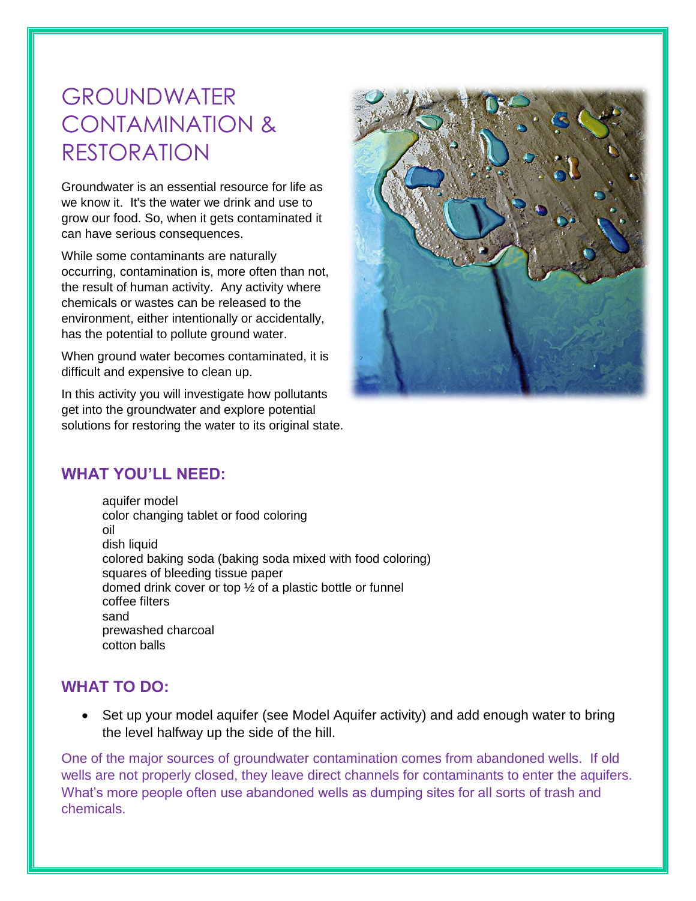# GROUNDWATER CONTAMINATION & RESTORATION

Groundwater is an essential resource for life as we know it. It's the water we drink and use to grow our food. So, when it gets contaminated it can have serious consequences.

While some contaminants are naturally occurring, contamination is, more often than not, the result of human activity. Any activity where chemicals or wastes can be released to the environment, either intentionally or accidentally, has the potential to pollute ground water.

When ground water becomes contaminated, it is difficult and expensive to clean up.

In this activity you will investigate how pollutants get into the groundwater and explore potential solutions for restoring the water to its original state.

## WHAT YOU'LL NEED:

aquifer model
color changing tablet or food coloring
oil
dish liquid
colored baking soda (baking soda mixed with food coloring)
squares of bleeding tissue paper
domed drink cover or top ½ of a plastic bottle or funnel
coffee filters
sand
prewashed charcoal
cotton balls

## WHAT TO DO:

- Set up your model aquifer (see Model Aquifer activity) and add enough water to bring the level halfway up the side of the hill.

One of the major sources of groundwater contamination comes from abandoned wells. If old wells are not properly closed, they leave direct channels for contaminants to enter the aquifers. What's more people often use abandoned wells as dumping sites for all sorts of trash and chemicals.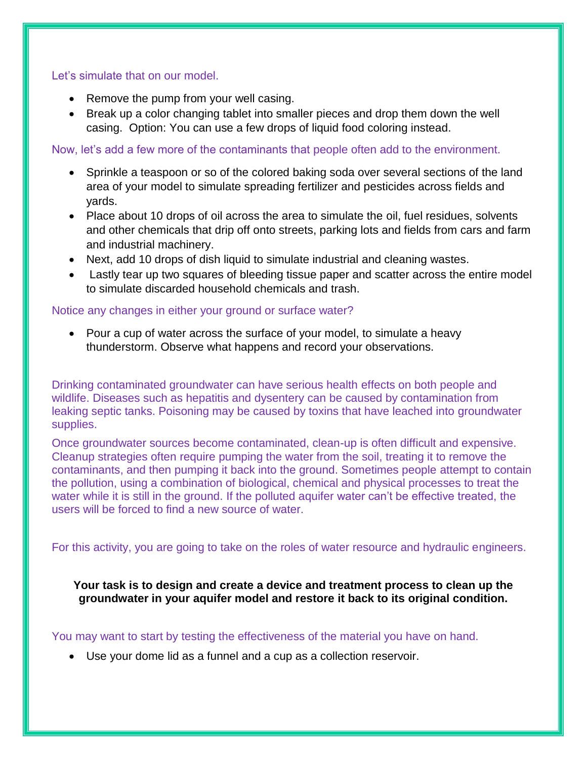Let's simulate that on our model.

- Remove the pump from your well casing.
- Break up a color changing tablet into smaller pieces and drop them down the well casing. Option: You can use a few drops of liquid food coloring instead.

Now, let's add a few more of the contaminants that people often add to the environment.

- Sprinkle a teaspoon or so of the colored baking soda over several sections of the land area of your model to simulate spreading fertilizer and pesticides across fields and yards.
- Place about 10 drops of oil across the area to simulate the oil, fuel residues, solvents and other chemicals that drip off onto streets, parking lots and fields from cars and farm and industrial machinery.
- Next, add 10 drops of dish liquid to simulate industrial and cleaning wastes.
- Lastly tear up two squares of bleeding tissue paper and scatter across the entire model to simulate discarded household chemicals and trash.

Notice any changes in either your ground or surface water?

- Pour a cup of water across the surface of your model, to simulate a heavy thunderstorm. Observe what happens and record your observations.

Drinking contaminated groundwater can have serious health effects on both people and wildlife. Diseases such as hepatitis and dysentery can be caused by contamination from leaking septic tanks. Poisoning may be caused by toxins that have leached into groundwater supplies.

Once groundwater sources become contaminated, clean-up is often difficult and expensive. Cleanup strategies often require pumping the water from the soil, treating it to remove the contaminants, and then pumping it back into the ground. Sometimes people attempt to contain the pollution, using a combination of biological, chemical and physical processes to treat the water while it is still in the ground. If the polluted aquifer water can't be effective treated, the users will be forced to find a new source of water.

For this activity, you are going to take on the roles of water resource and hydraulic engineers.

**Your task is to design and create a device and treatment process to clean up the groundwater in your aquifer model and restore it back to its original condition.**

You may want to start by testing the effectiveness of the material you have on hand.

- Use your dome lid as a funnel and a cup as a collection reservoir.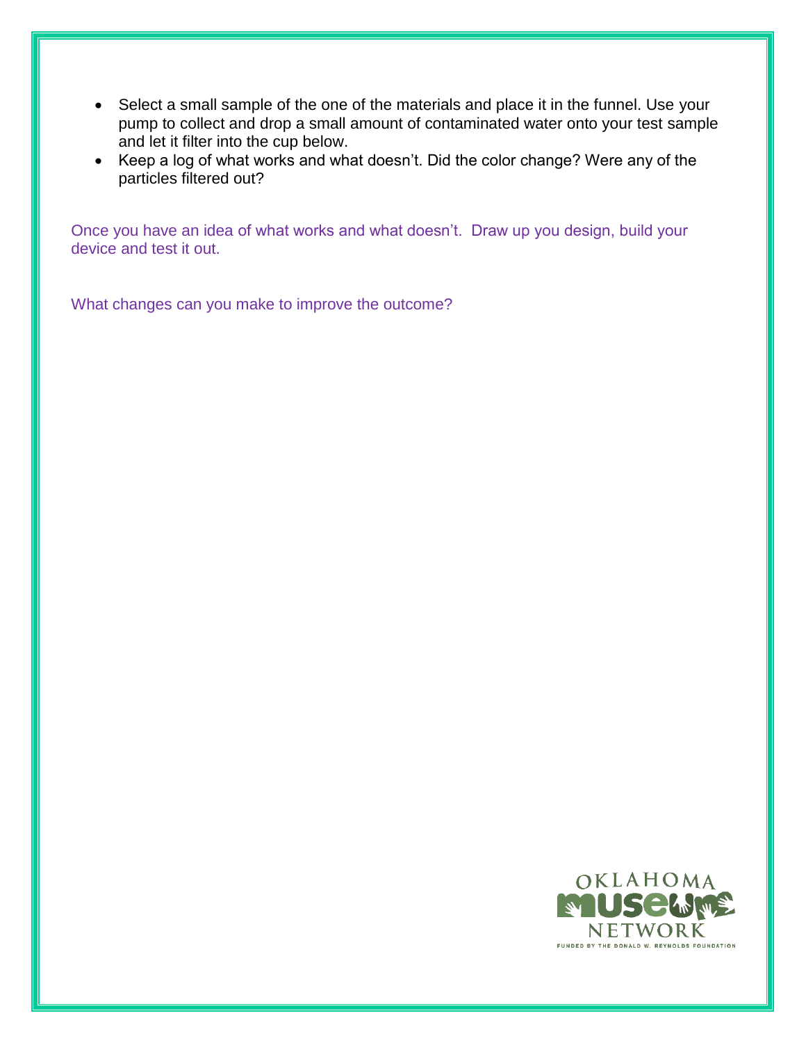- Select a small sample of the one of the materials and place it in the funnel. Use your pump to collect and drop a small amount of contaminated water onto your test sample and let it filter into the cup below.
- Keep a log of what works and what doesn't. Did the color change? Were any of the particles filtered out?

Once you have an idea of what works and what doesn't. Draw up you design, build your device and test it out.

What changes can you make to improve the outcome?

OKLAHOMA MUSEUMS NETWORK

FUNDED BY THE DONALD W. REYNOLDS FOUNDATION